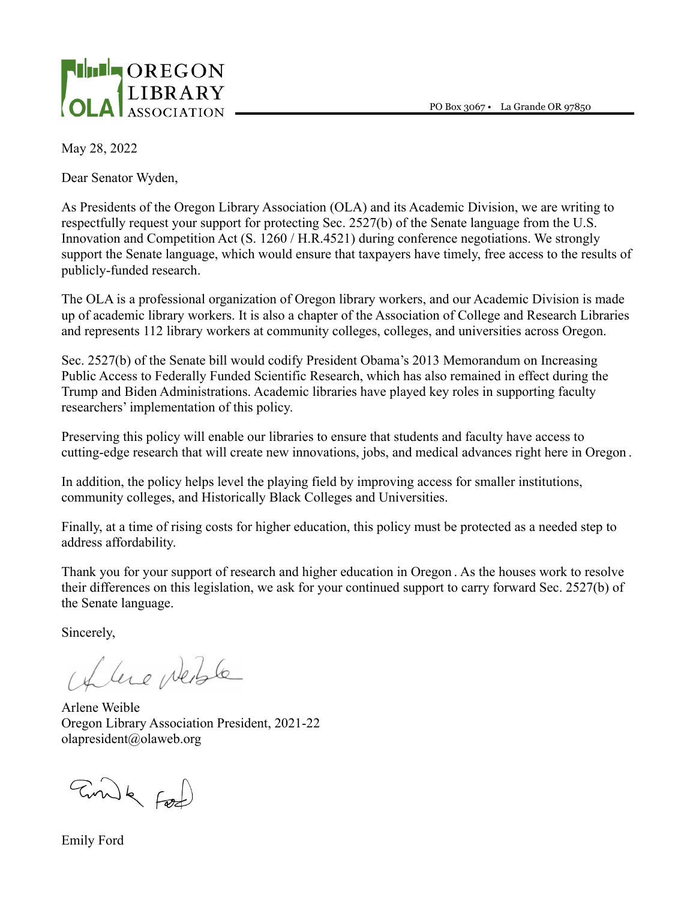OREGON LIBRARY ASSOCIATION

PO Box 3067 • La Grande OR 97850

May 28, 2022

Dear Senator Wyden,

As Presidents of the Oregon Library Association (OLA) and its Academic Division, we are writing to respectfully request your support for protecting Sec. 2527(b) of the Senate language from the U.S. Innovation and Competition Act (S. 1260 / H.R.4521) during conference negotiations. We strongly support the Senate language, which would ensure that taxpayers have timely, free access to the results of publicly-funded research.

The OLA is a professional organization of Oregon library workers, and our Academic Division is made up of academic library workers. It is also a chapter of the Association of College and Research Libraries and represents 112 library workers at community colleges, colleges, and universities across Oregon.

Sec. 2527(b) of the Senate bill would codify President Obama's 2013 Memorandum on Increasing Public Access to Federally Funded Scientific Research, which has also remained in effect during the Trump and Biden Administrations. Academic libraries have played key roles in supporting faculty researchers' implementation of this policy.

Preserving this policy will enable our libraries to ensure that students and faculty have access to cutting-edge research that will create new innovations, jobs, and medical advances right here in Oregon.

In addition, the policy helps level the playing field by improving access for smaller institutions, community colleges, and Historically Black Colleges and Universities.

Finally, at a time of rising costs for higher education, this policy must be protected as a needed step to address affordability.

Thank you for your support of research and higher education in Oregon. As the houses work to resolve their differences on this legislation, we ask for your continued support to carry forward Sec. 2527(b) of the Senate language.

Sincerely,

Arlene Weible
Oregon Library Association President, 2021-22
olapresident@olaweb.org

Emily Ford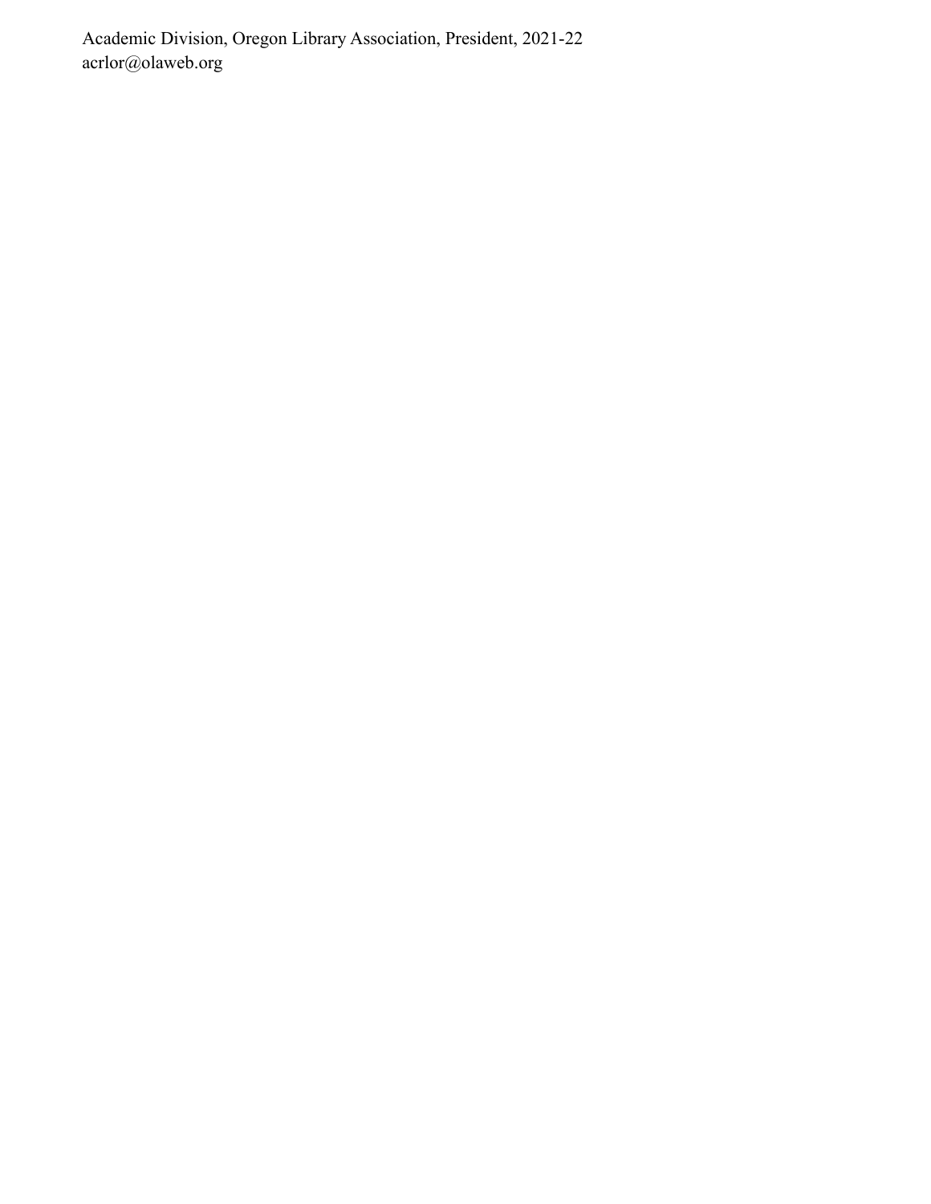Academic Division, Oregon Library Association, President, 2021-22
acrlor@olaweb.org